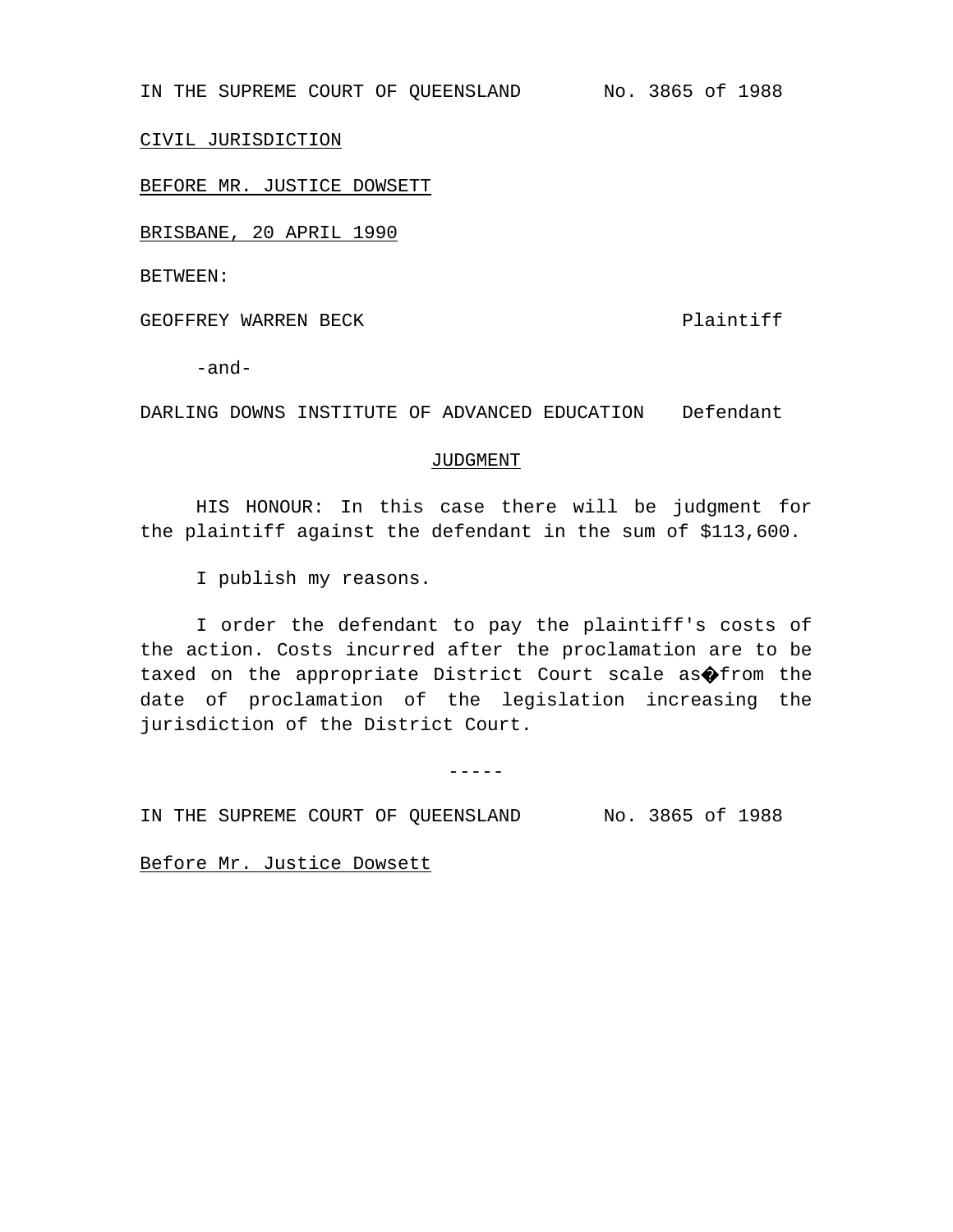IN THE SUPREME COURT OF QUEENSLAND No. 3865 of 1988

CIVIL JURISDICTION

BEFORE MR. JUSTICE DOWSETT

BRISBANE, 20 APRIL 1990

BETWEEN:

GEOFFREY WARREN BECK Plaintiff

-and-

DARLING DOWNS INSTITUTE OF ADVANCED EDUCATION Defendant

JUDGMENT

HIS HONOUR: In this case there will be judgment for the plaintiff against the defendant in the sum of $113,600.

I publish my reasons.

I order the defendant to pay the plaintiff's costs of the action. Costs incurred after the proclamation are to be taxed on the appropriate District Court scale as�from the date of proclamation of the legislation increasing the jurisdiction of the District Court.

-----

IN THE SUPREME COURT OF QUEENSLAND No. 3865 of 1988

Before Mr. Justice Dowsett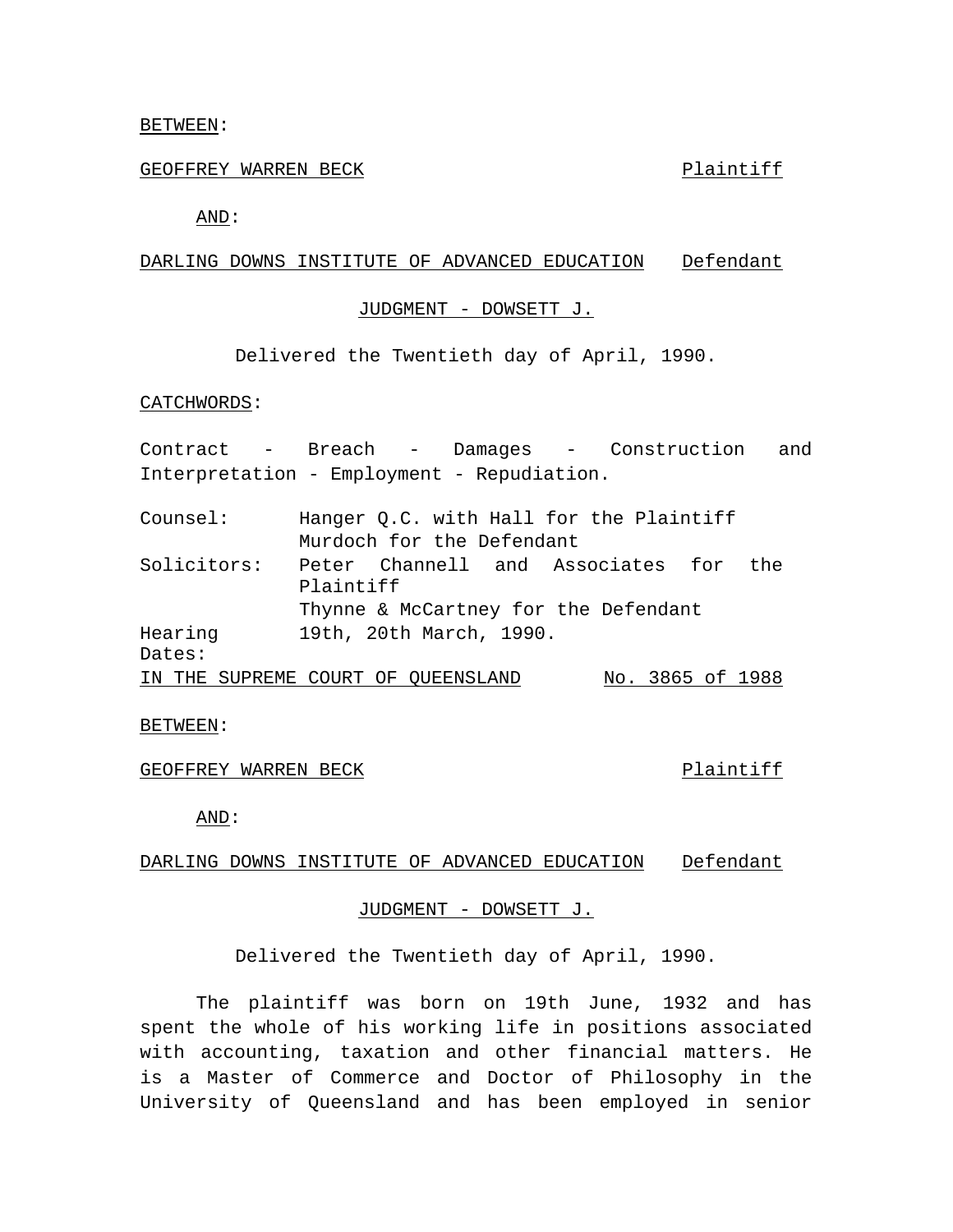BETWEEN:

GEOFFREY WARREN BECK Plaintiff

AND:

DARLING DOWNS INSTITUTE OF ADVANCED EDUCATION Defendant

JUDGMENT - DOWSETT J.

Delivered the Twentieth day of April, 1990.

CATCHWORDS:

Contract - Breach - Damages - Construction and Interpretation - Employment - Repudiation.

| | |
|---|---|
| Counsel: | Hanger Q.C. with Hall for the Plaintiff<br>Murdoch for the Defendant |
| Solicitors: | Peter Channell and Associates for the Plaintiff<br>Thynne & McCartney for the Defendant |
| Hearing Dates: | 19th, 20th March, 1990. |

IN THE SUPREME COURT OF QUEENSLAND No. 3865 of 1988

BETWEEN:

GEOFFREY WARREN BECK Plaintiff

AND:

DARLING DOWNS INSTITUTE OF ADVANCED EDUCATION Defendant

JUDGMENT - DOWSETT J.

Delivered the Twentieth day of April, 1990.

The plaintiff was born on 19th June, 1932 and has spent the whole of his working life in positions associated with accounting, taxation and other financial matters. He is a Master of Commerce and Doctor of Philosophy in the University of Queensland and has been employed in senior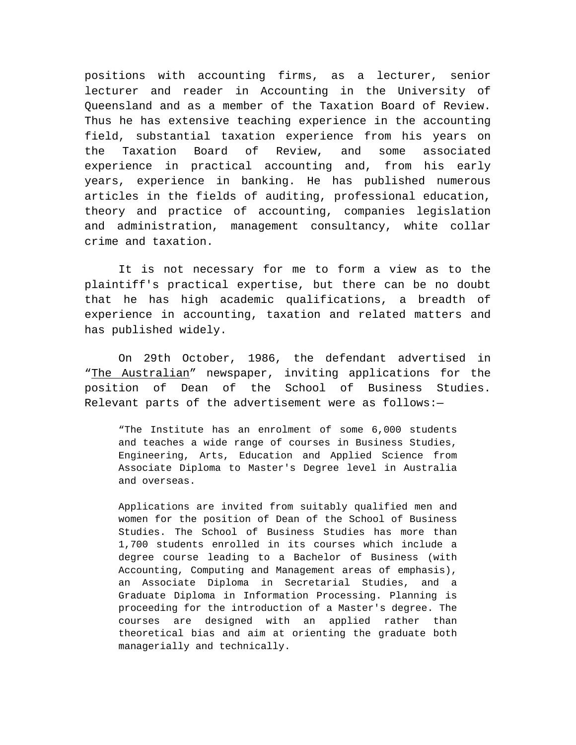positions with accounting firms, as a lecturer, senior lecturer and reader in Accounting in the University of Queensland and as a member of the Taxation Board of Review. Thus he has extensive teaching experience in the accounting field, substantial taxation experience from his years on the Taxation Board of Review, and some associated experience in practical accounting and, from his early years, experience in banking. He has published numerous articles in the fields of auditing, professional education, theory and practice of accounting, companies legislation and administration, management consultancy, white collar crime and taxation.

It is not necessary for me to form a view as to the plaintiff's practical expertise, but there can be no doubt that he has high academic qualifications, a breadth of experience in accounting, taxation and related matters and has published widely.

On 29th October, 1986, the defendant advertised in "The Australian" newspaper, inviting applications for the position of Dean of the School of Business Studies. Relevant parts of the advertisement were as follows:—

> "The Institute has an enrolment of some 6,000 students and teaches a wide range of courses in Business Studies, Engineering, Arts, Education and Applied Science from Associate Diploma to Master's Degree level in Australia and overseas.
>
> Applications are invited from suitably qualified men and women for the position of Dean of the School of Business Studies. The School of Business Studies has more than 1,700 students enrolled in its courses which include a degree course leading to a Bachelor of Business (with Accounting, Computing and Management areas of emphasis), an Associate Diploma in Secretarial Studies, and a Graduate Diploma in Information Processing. Planning is proceeding for the introduction of a Master's degree. The courses are designed with an applied rather than theoretical bias and aim at orienting the graduate both managerially and technically.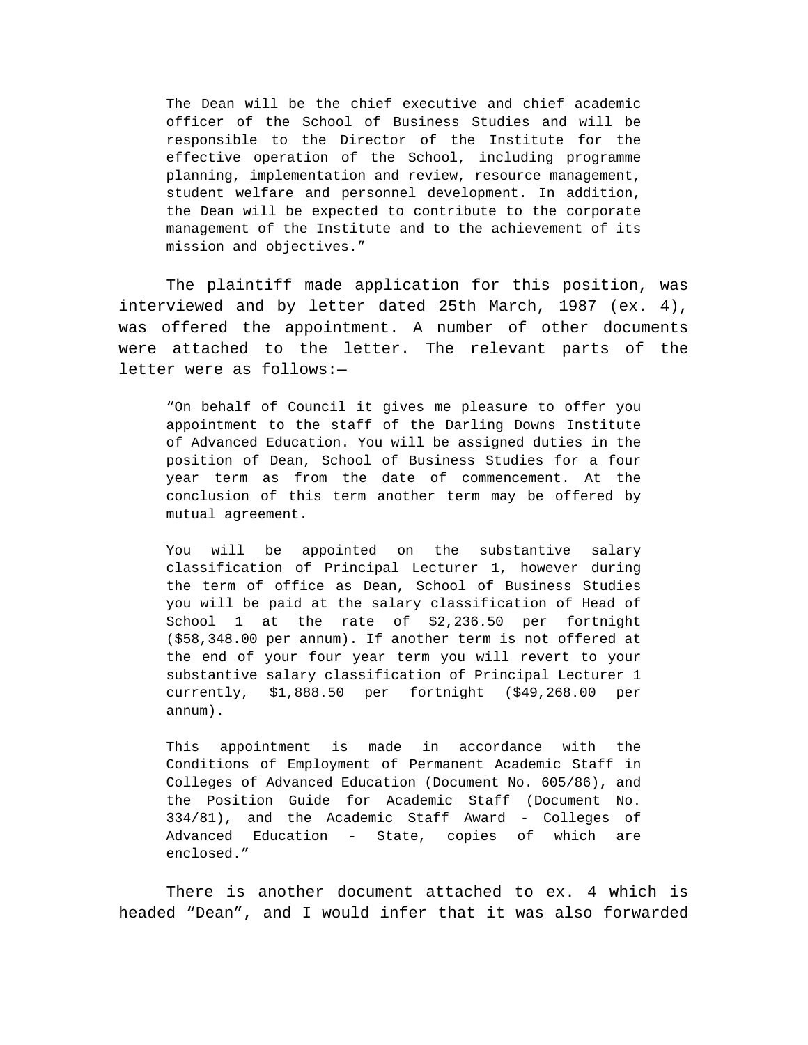> The Dean will be the chief executive and chief academic officer of the School of Business Studies and will be responsible to the Director of the Institute for the effective operation of the School, including programme planning, implementation and review, resource management, student welfare and personnel development. In addition, the Dean will be expected to contribute to the corporate management of the Institute and to the achievement of its mission and objectives."

The plaintiff made application for this position, was interviewed and by letter dated 25th March, 1987 (ex. 4), was offered the appointment. A number of other documents were attached to the letter. The relevant parts of the letter were as follows:—

> "On behalf of Council it gives me pleasure to offer you appointment to the staff of the Darling Downs Institute of Advanced Education. You will be assigned duties in the position of Dean, School of Business Studies for a four year term as from the date of commencement. At the conclusion of this term another term may be offered by mutual agreement.
>
> You will be appointed on the substantive salary classification of Principal Lecturer 1, however during the term of office as Dean, School of Business Studies you will be paid at the salary classification of Head of School 1 at the rate of $2,236.50 per fortnight ($58,348.00 per annum). If another term is not offered at the end of your four year term you will revert to your substantive salary classification of Principal Lecturer 1 currently, $1,888.50 per fortnight ($49,268.00 per annum).
>
> This appointment is made in accordance with the Conditions of Employment of Permanent Academic Staff in Colleges of Advanced Education (Document No. 605/86), and the Position Guide for Academic Staff (Document No. 334/81), and the Academic Staff Award - Colleges of Advanced Education - State, copies of which are enclosed."

There is another document attached to ex. 4 which is headed "Dean", and I would infer that it was also forwarded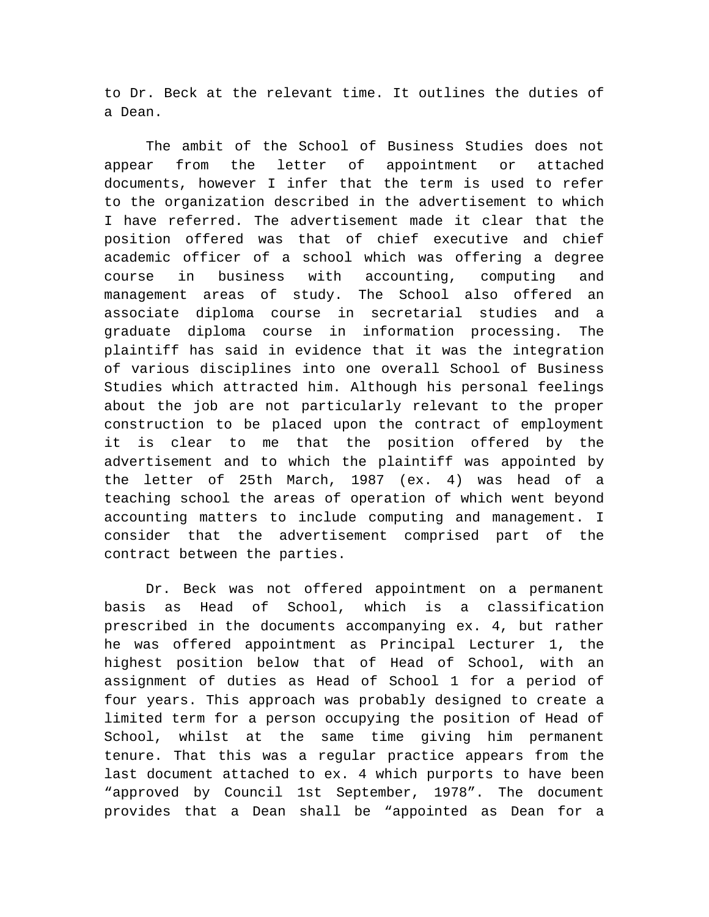to Dr. Beck at the relevant time. It outlines the duties of a Dean.

The ambit of the School of Business Studies does not appear from the letter of appointment or attached documents, however I infer that the term is used to refer to the organization described in the advertisement to which I have referred. The advertisement made it clear that the position offered was that of chief executive and chief academic officer of a school which was offering a degree course in business with accounting, computing and management areas of study. The School also offered an associate diploma course in secretarial studies and a graduate diploma course in information processing. The plaintiff has said in evidence that it was the integration of various disciplines into one overall School of Business Studies which attracted him. Although his personal feelings about the job are not particularly relevant to the proper construction to be placed upon the contract of employment it is clear to me that the position offered by the advertisement and to which the plaintiff was appointed by the letter of 25th March, 1987 (ex. 4) was head of a teaching school the areas of operation of which went beyond accounting matters to include computing and management. I consider that the advertisement comprised part of the contract between the parties.

Dr. Beck was not offered appointment on a permanent basis as Head of School, which is a classification prescribed in the documents accompanying ex. 4, but rather he was offered appointment as Principal Lecturer 1, the highest position below that of Head of School, with an assignment of duties as Head of School 1 for a period of four years. This approach was probably designed to create a limited term for a person occupying the position of Head of School, whilst at the same time giving him permanent tenure. That this was a regular practice appears from the last document attached to ex. 4 which purports to have been "approved by Council 1st September, 1978". The document provides that a Dean shall be "appointed as Dean for a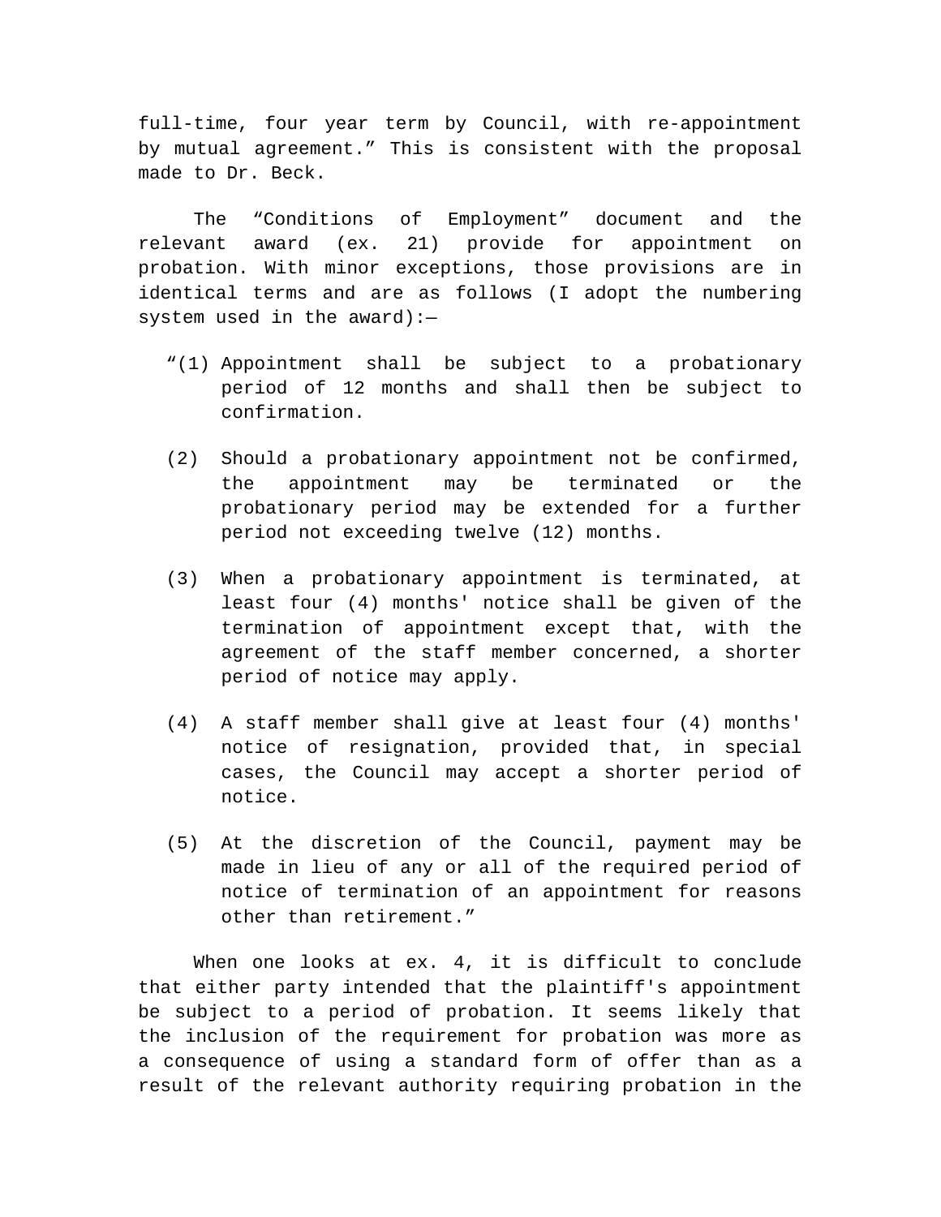full-time, four year term by Council, with re-appointment by mutual agreement.” This is consistent with the proposal made to Dr. Beck.

The “Conditions of Employment” document and the relevant award (ex. 21) provide for appointment on probation. With minor exceptions, those provisions are in identical terms and are as follows (I adopt the numbering system used in the award):—

> “(1) Appointment shall be subject to a probationary period of 12 months and shall then be subject to confirmation.
>
> (2) Should a probationary appointment not be confirmed, the appointment may be terminated or the probationary period may be extended for a further period not exceeding twelve (12) months.
>
> (3) When a probationary appointment is terminated, at least four (4) months' notice shall be given of the termination of appointment except that, with the agreement of the staff member concerned, a shorter period of notice may apply.
>
> (4) A staff member shall give at least four (4) months' notice of resignation, provided that, in special cases, the Council may accept a shorter period of notice.
>
> (5) At the discretion of the Council, payment may be made in lieu of any or all of the required period of notice of termination of an appointment for reasons other than retirement.”

When one looks at ex. 4, it is difficult to conclude that either party intended that the plaintiff's appointment be subject to a period of probation. It seems likely that the inclusion of the requirement for probation was more as a consequence of using a standard form of offer than as a result of the relevant authority requiring probation in the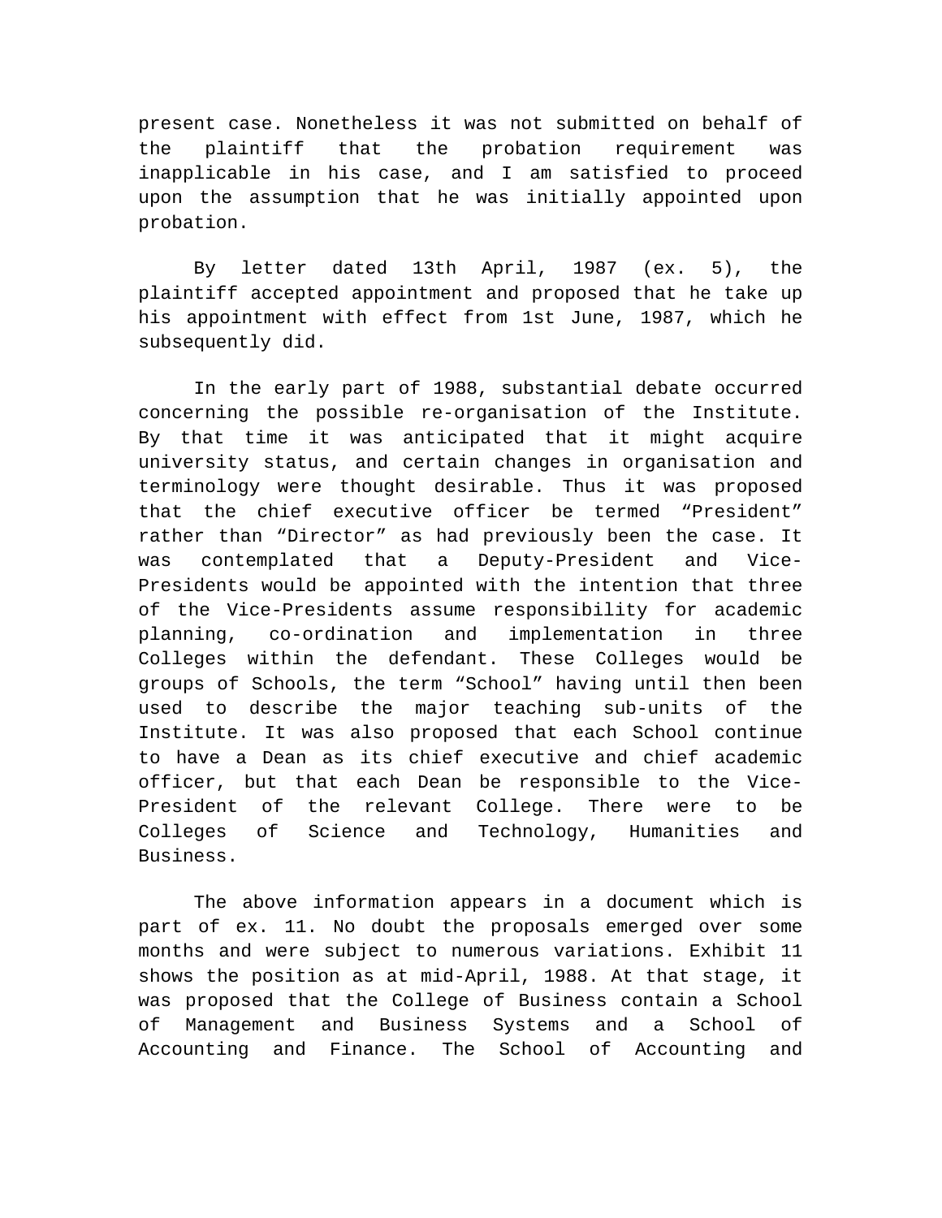present case. Nonetheless it was not submitted on behalf of the plaintiff that the probation requirement was inapplicable in his case, and I am satisfied to proceed upon the assumption that he was initially appointed upon probation.

By letter dated 13th April, 1987 (ex. 5), the plaintiff accepted appointment and proposed that he take up his appointment with effect from 1st June, 1987, which he subsequently did.

In the early part of 1988, substantial debate occurred concerning the possible re-organisation of the Institute. By that time it was anticipated that it might acquire university status, and certain changes in organisation and terminology were thought desirable. Thus it was proposed that the chief executive officer be termed "President" rather than "Director" as had previously been the case. It was contemplated that a Deputy-President and Vice-Presidents would be appointed with the intention that three of the Vice-Presidents assume responsibility for academic planning, co-ordination and implementation in three Colleges within the defendant. These Colleges would be groups of Schools, the term "School" having until then been used to describe the major teaching sub-units of the Institute. It was also proposed that each School continue to have a Dean as its chief executive and chief academic officer, but that each Dean be responsible to the Vice-President of the relevant College. There were to be Colleges of Science and Technology, Humanities and Business.

The above information appears in a document which is part of ex. 11. No doubt the proposals emerged over some months and were subject to numerous variations. Exhibit 11 shows the position as at mid-April, 1988. At that stage, it was proposed that the College of Business contain a School of Management and Business Systems and a School of Accounting and Finance. The School of Accounting and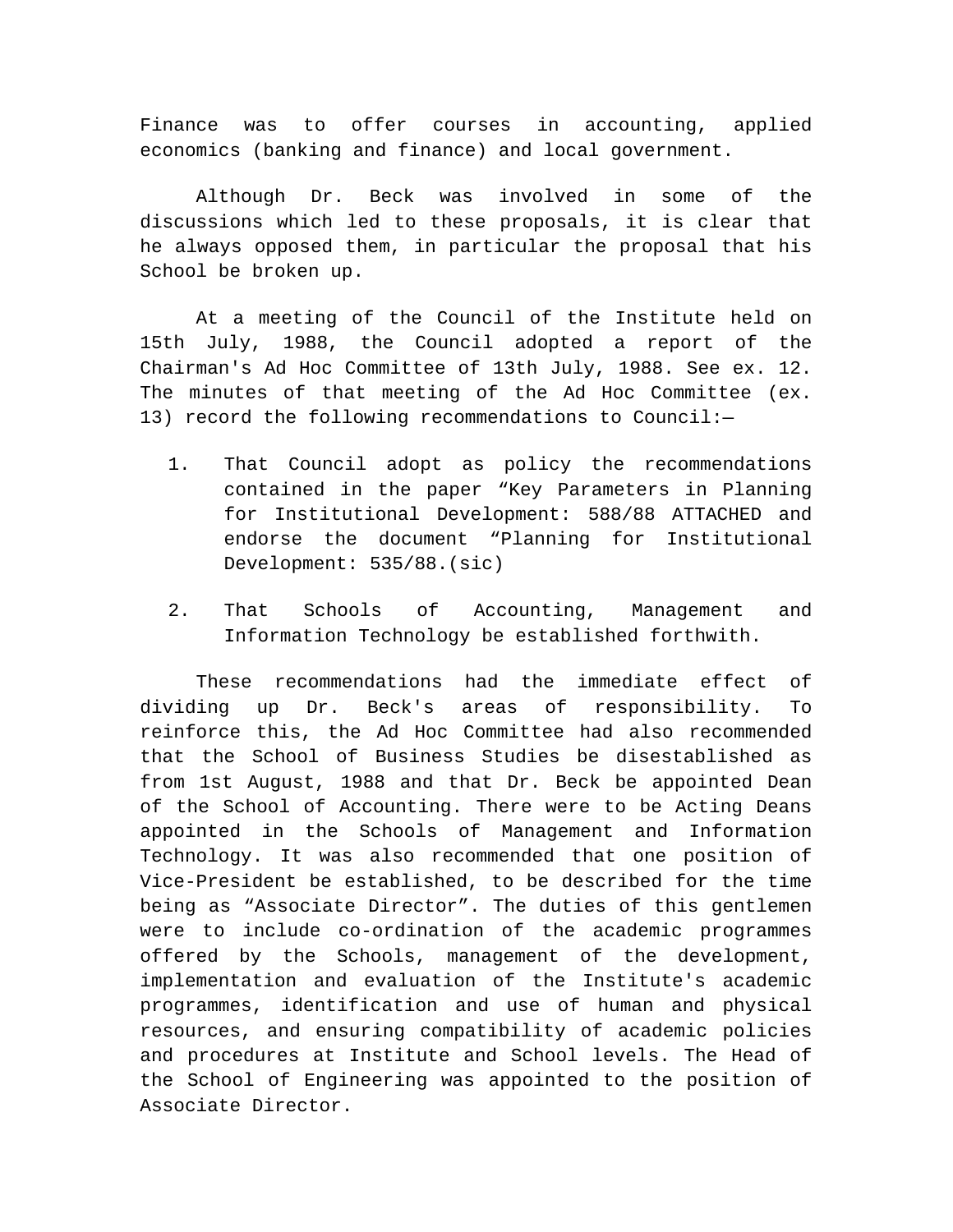Finance was to offer courses in accounting, applied economics (banking and finance) and local government.

Although Dr. Beck was involved in some of the discussions which led to these proposals, it is clear that he always opposed them, in particular the proposal that his School be broken up.

At a meeting of the Council of the Institute held on 15th July, 1988, the Council adopted a report of the Chairman's Ad Hoc Committee of 13th July, 1988. See ex. 12. The minutes of that meeting of the Ad Hoc Committee (ex. 13) record the following recommendations to Council:—

1. That Council adopt as policy the recommendations contained in the paper "Key Parameters in Planning for Institutional Development: 588/88 ATTACHED and endorse the document "Planning for Institutional Development: 535/88.(sic)

2. That Schools of Accounting, Management and Information Technology be established forthwith.

These recommendations had the immediate effect of dividing up Dr. Beck's areas of responsibility. To reinforce this, the Ad Hoc Committee had also recommended that the School of Business Studies be disestablished as from 1st August, 1988 and that Dr. Beck be appointed Dean of the School of Accounting. There were to be Acting Deans appointed in the Schools of Management and Information Technology. It was also recommended that one position of Vice-President be established, to be described for the time being as "Associate Director". The duties of this gentlemen were to include co-ordination of the academic programmes offered by the Schools, management of the development, implementation and evaluation of the Institute's academic programmes, identification and use of human and physical resources, and ensuring compatibility of academic policies and procedures at Institute and School levels. The Head of the School of Engineering was appointed to the position of Associate Director.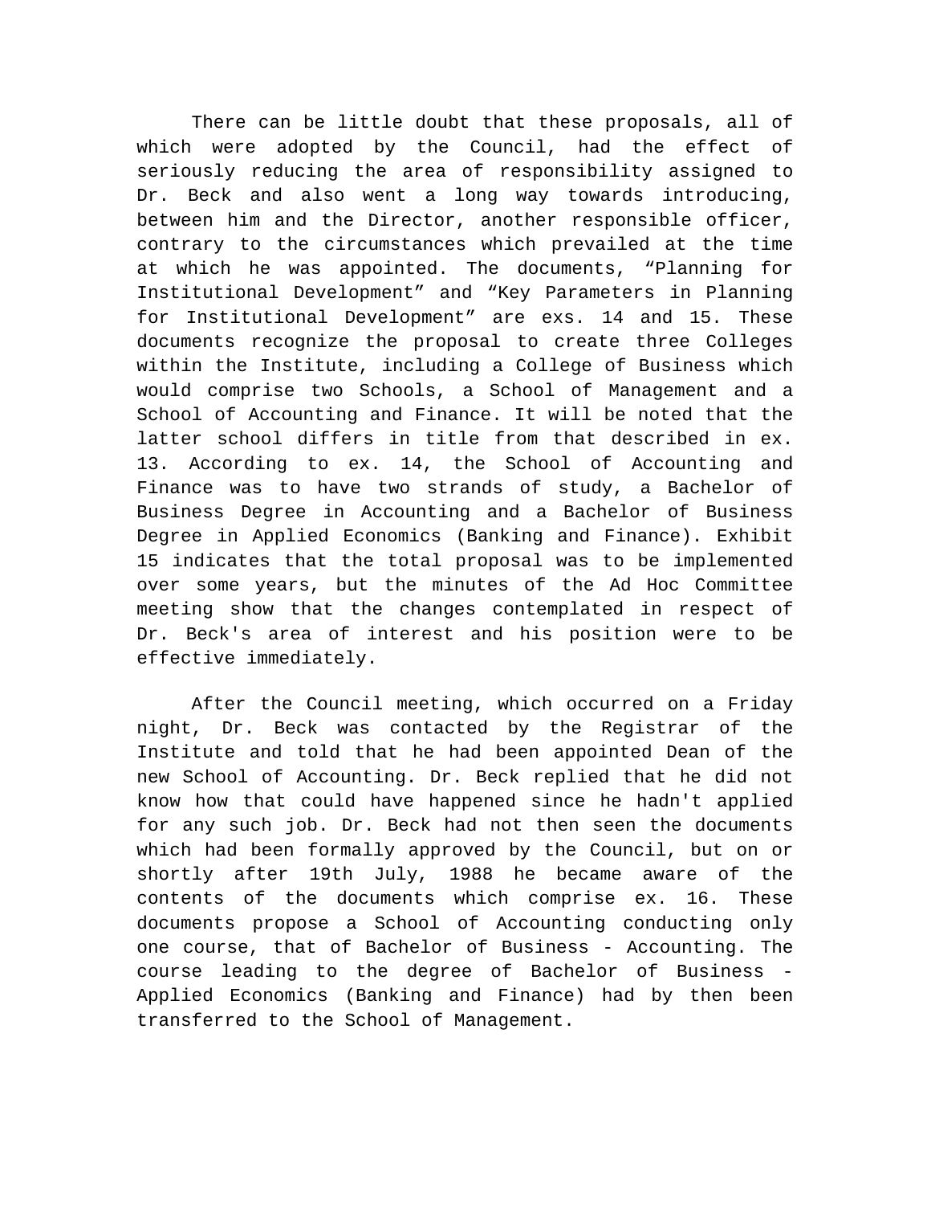There can be little doubt that these proposals, all of which were adopted by the Council, had the effect of seriously reducing the area of responsibility assigned to Dr. Beck and also went a long way towards introducing, between him and the Director, another responsible officer, contrary to the circumstances which prevailed at the time at which he was appointed. The documents, “Planning for Institutional Development” and “Key Parameters in Planning for Institutional Development” are exs. 14 and 15. These documents recognize the proposal to create three Colleges within the Institute, including a College of Business which would comprise two Schools, a School of Management and a School of Accounting and Finance. It will be noted that the latter school differs in title from that described in ex. 13. According to ex. 14, the School of Accounting and Finance was to have two strands of study, a Bachelor of Business Degree in Accounting and a Bachelor of Business Degree in Applied Economics (Banking and Finance). Exhibit 15 indicates that the total proposal was to be implemented over some years, but the minutes of the Ad Hoc Committee meeting show that the changes contemplated in respect of Dr. Beck's area of interest and his position were to be effective immediately.

After the Council meeting, which occurred on a Friday night, Dr. Beck was contacted by the Registrar of the Institute and told that he had been appointed Dean of the new School of Accounting. Dr. Beck replied that he did not know how that could have happened since he hadn't applied for any such job. Dr. Beck had not then seen the documents which had been formally approved by the Council, but on or shortly after 19th July, 1988 he became aware of the contents of the documents which comprise ex. 16. These documents propose a School of Accounting conducting only one course, that of Bachelor of Business - Accounting. The course leading to the degree of Bachelor of Business - Applied Economics (Banking and Finance) had by then been transferred to the School of Management.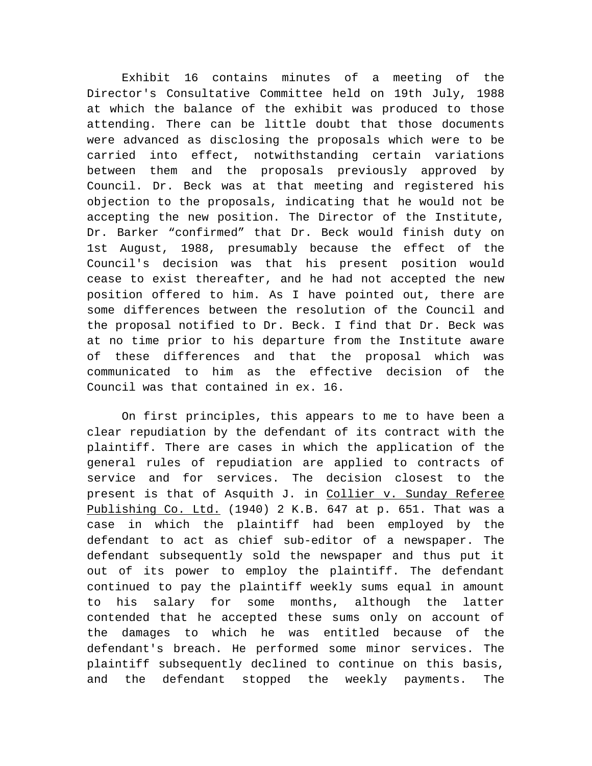Exhibit 16 contains minutes of a meeting of the Director's Consultative Committee held on 19th July, 1988 at which the balance of the exhibit was produced to those attending. There can be little doubt that those documents were advanced as disclosing the proposals which were to be carried into effect, notwithstanding certain variations between them and the proposals previously approved by Council. Dr. Beck was at that meeting and registered his objection to the proposals, indicating that he would not be accepting the new position. The Director of the Institute, Dr. Barker "confirmed" that Dr. Beck would finish duty on 1st August, 1988, presumably because the effect of the Council's decision was that his present position would cease to exist thereafter, and he had not accepted the new position offered to him. As I have pointed out, there are some differences between the resolution of the Council and the proposal notified to Dr. Beck. I find that Dr. Beck was at no time prior to his departure from the Institute aware of these differences and that the proposal which was communicated to him as the effective decision of the Council was that contained in ex. 16.

On first principles, this appears to me to have been a clear repudiation by the defendant of its contract with the plaintiff. There are cases in which the application of the general rules of repudiation are applied to contracts of service and for services. The decision closest to the present is that of Asquith J. in Collier v. Sunday Referee Publishing Co. Ltd. (1940) 2 K.B. 647 at p. 651. That was a case in which the plaintiff had been employed by the defendant to act as chief sub-editor of a newspaper. The defendant subsequently sold the newspaper and thus put it out of its power to employ the plaintiff. The defendant continued to pay the plaintiff weekly sums equal in amount to his salary for some months, although the latter contended that he accepted these sums only on account of the damages to which he was entitled because of the defendant's breach. He performed some minor services. The plaintiff subsequently declined to continue on this basis, and the defendant stopped the weekly payments. The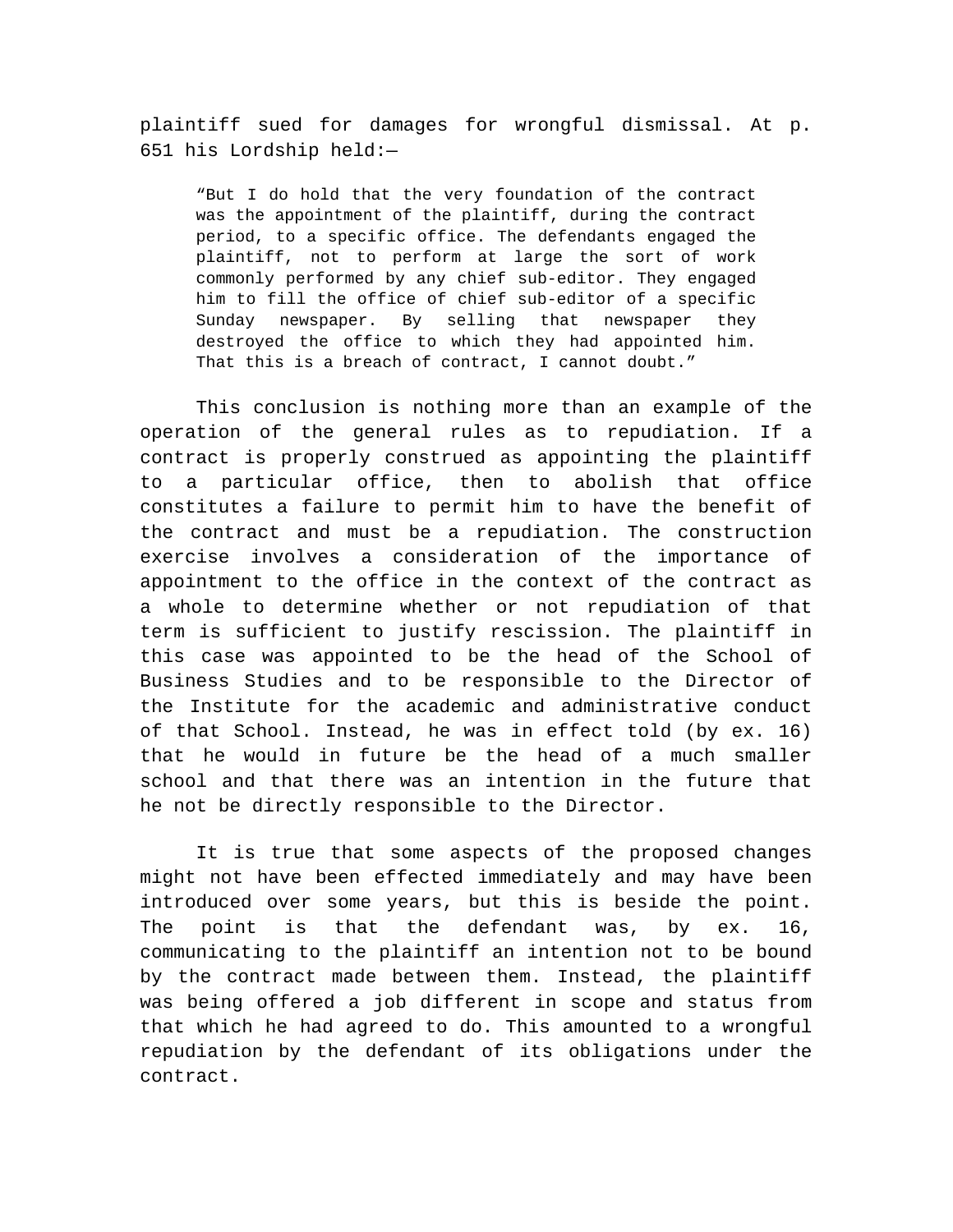plaintiff sued for damages for wrongful dismissal. At p. 651 his Lordship held:—

> "But I do hold that the very foundation of the contract was the appointment of the plaintiff, during the contract period, to a specific office. The defendants engaged the plaintiff, not to perform at large the sort of work commonly performed by any chief sub-editor. They engaged him to fill the office of chief sub-editor of a specific Sunday newspaper. By selling that newspaper they destroyed the office to which they had appointed him. That this is a breach of contract, I cannot doubt."

This conclusion is nothing more than an example of the operation of the general rules as to repudiation. If a contract is properly construed as appointing the plaintiff to a particular office, then to abolish that office constitutes a failure to permit him to have the benefit of the contract and must be a repudiation. The construction exercise involves a consideration of the importance of appointment to the office in the context of the contract as a whole to determine whether or not repudiation of that term is sufficient to justify rescission. The plaintiff in this case was appointed to be the head of the School of Business Studies and to be responsible to the Director of the Institute for the academic and administrative conduct of that School. Instead, he was in effect told (by ex. 16) that he would in future be the head of a much smaller school and that there was an intention in the future that he not be directly responsible to the Director.

It is true that some aspects of the proposed changes might not have been effected immediately and may have been introduced over some years, but this is beside the point. The point is that the defendant was, by ex. 16, communicating to the plaintiff an intention not to be bound by the contract made between them. Instead, the plaintiff was being offered a job different in scope and status from that which he had agreed to do. This amounted to a wrongful repudiation by the defendant of its obligations under the contract.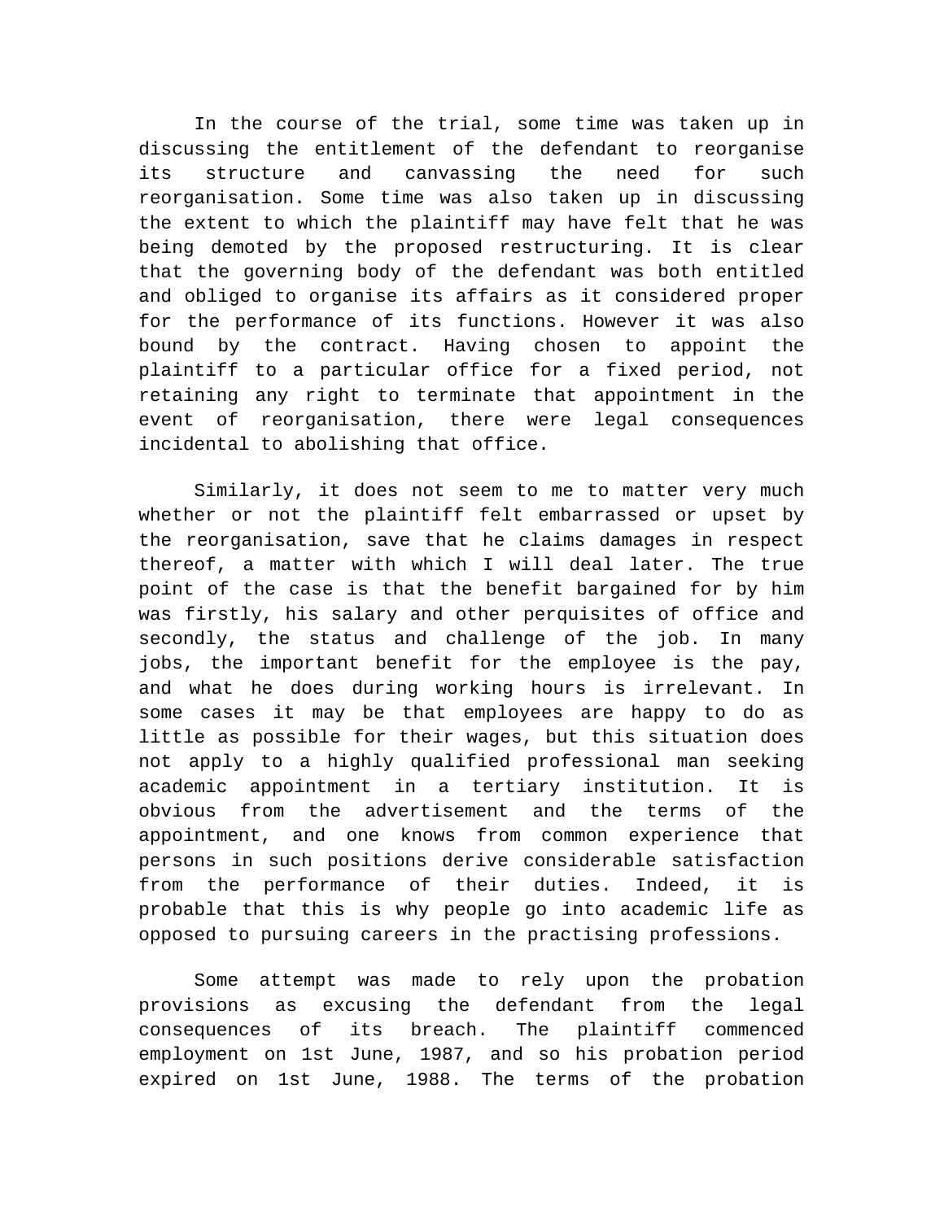In the course of the trial, some time was taken up in discussing the entitlement of the defendant to reorganise its structure and canvassing the need for such reorganisation. Some time was also taken up in discussing the extent to which the plaintiff may have felt that he was being demoted by the proposed restructuring. It is clear that the governing body of the defendant was both entitled and obliged to organise its affairs as it considered proper for the performance of its functions. However it was also bound by the contract. Having chosen to appoint the plaintiff to a particular office for a fixed period, not retaining any right to terminate that appointment in the event of reorganisation, there were legal consequences incidental to abolishing that office.

Similarly, it does not seem to me to matter very much whether or not the plaintiff felt embarrassed or upset by the reorganisation, save that he claims damages in respect thereof, a matter with which I will deal later. The true point of the case is that the benefit bargained for by him was firstly, his salary and other perquisites of office and secondly, the status and challenge of the job. In many jobs, the important benefit for the employee is the pay, and what he does during working hours is irrelevant. In some cases it may be that employees are happy to do as little as possible for their wages, but this situation does not apply to a highly qualified professional man seeking academic appointment in a tertiary institution. It is obvious from the advertisement and the terms of the appointment, and one knows from common experience that persons in such positions derive considerable satisfaction from the performance of their duties. Indeed, it is probable that this is why people go into academic life as opposed to pursuing careers in the practising professions.

Some attempt was made to rely upon the probation provisions as excusing the defendant from the legal consequences of its breach. The plaintiff commenced employment on 1st June, 1987, and so his probation period expired on 1st June, 1988. The terms of the probation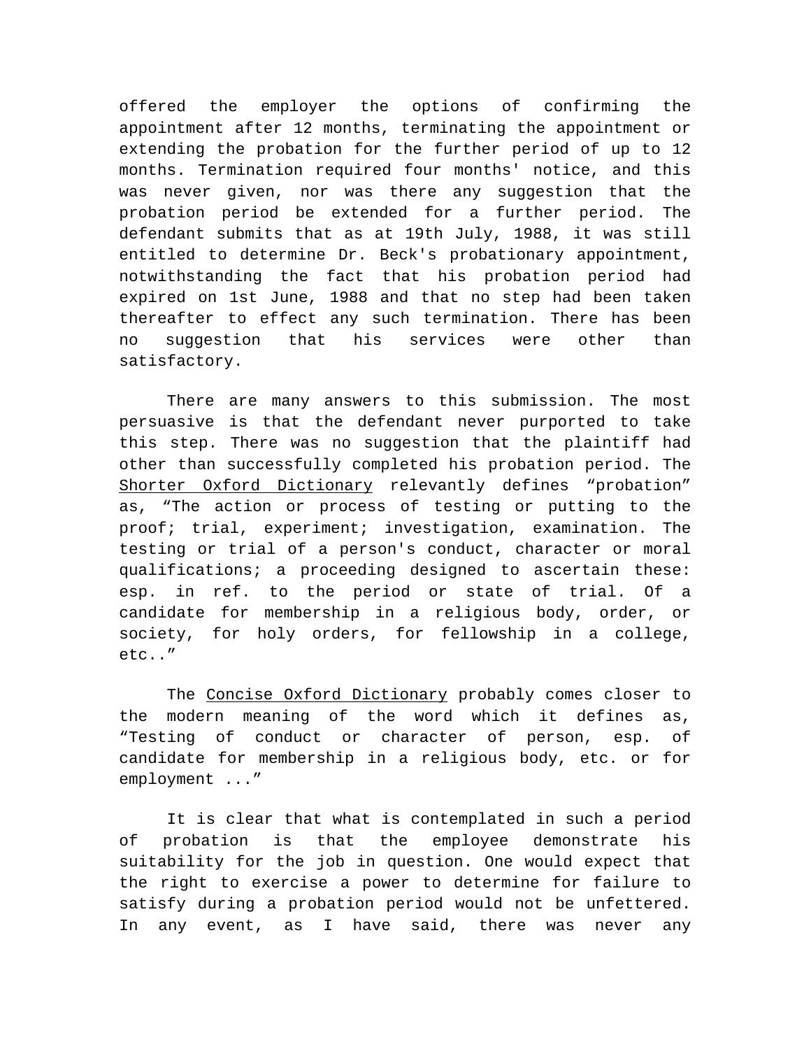offered the employer the options of confirming the appointment after 12 months, terminating the appointment or extending the probation for the further period of up to 12 months. Termination required four months' notice, and this was never given, nor was there any suggestion that the probation period be extended for a further period. The defendant submits that as at 19th July, 1988, it was still entitled to determine Dr. Beck's probationary appointment, notwithstanding the fact that his probation period had expired on 1st June, 1988 and that no step had been taken thereafter to effect any such termination. There has been no suggestion that his services were other than satisfactory.

There are many answers to this submission. The most persuasive is that the defendant never purported to take this step. There was no suggestion that the plaintiff had other than successfully completed his probation period. The Shorter Oxford Dictionary relevantly defines "probation" as, "The action or process of testing or putting to the proof; trial, experiment; investigation, examination. The testing or trial of a person's conduct, character or moral qualifications; a proceeding designed to ascertain these: esp. in ref. to the period or state of trial. Of a candidate for membership in a religious body, order, or society, for holy orders, for fellowship in a college, etc.."

The Concise Oxford Dictionary probably comes closer to the modern meaning of the word which it defines as, "Testing of conduct or character of person, esp. of candidate for membership in a religious body, etc. or for employment ..."

It is clear that what is contemplated in such a period of probation is that the employee demonstrate his suitability for the job in question. One would expect that the right to exercise a power to determine for failure to satisfy during a probation period would not be unfettered. In any event, as I have said, there was never any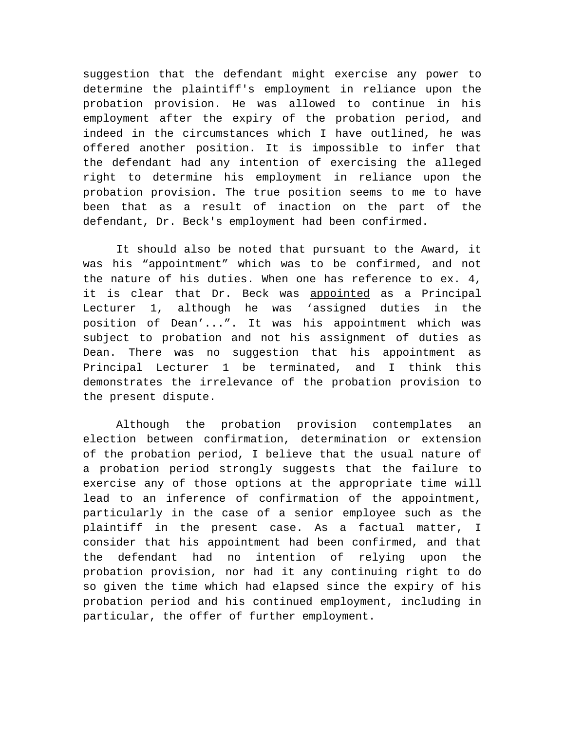suggestion that the defendant might exercise any power to determine the plaintiff's employment in reliance upon the probation provision. He was allowed to continue in his employment after the expiry of the probation period, and indeed in the circumstances which I have outlined, he was offered another position. It is impossible to infer that the defendant had any intention of exercising the alleged right to determine his employment in reliance upon the probation provision. The true position seems to me to have been that as a result of inaction on the part of the defendant, Dr. Beck's employment had been confirmed.

It should also be noted that pursuant to the Award, it was his “appointment” which was to be confirmed, and not the nature of his duties. When one has reference to ex. 4, it is clear that Dr. Beck was <u>appointed</u> as a Principal Lecturer 1, although he was ‘assigned duties in the position of Dean’...”. It was his appointment which was subject to probation and not his assignment of duties as Dean. There was no suggestion that his appointment as Principal Lecturer 1 be terminated, and I think this demonstrates the irrelevance of the probation provision to the present dispute.

Although the probation provision contemplates an election between confirmation, determination or extension of the probation period, I believe that the usual nature of a probation period strongly suggests that the failure to exercise any of those options at the appropriate time will lead to an inference of confirmation of the appointment, particularly in the case of a senior employee such as the plaintiff in the present case. As a factual matter, I consider that his appointment had been confirmed, and that the defendant had no intention of relying upon the probation provision, nor had it any continuing right to do so given the time which had elapsed since the expiry of his probation period and his continued employment, including in particular, the offer of further employment.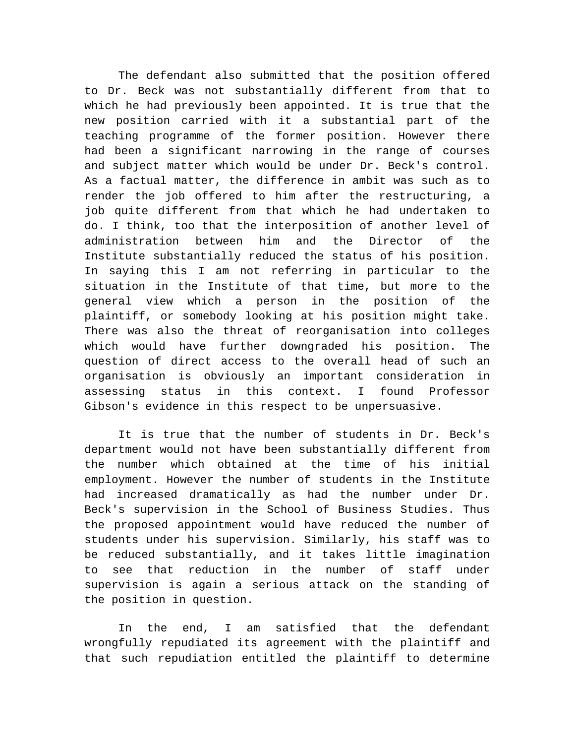The defendant also submitted that the position offered to Dr. Beck was not substantially different from that to which he had previously been appointed. It is true that the new position carried with it a substantial part of the teaching programme of the former position. However there had been a significant narrowing in the range of courses and subject matter which would be under Dr. Beck's control. As a factual matter, the difference in ambit was such as to render the job offered to him after the restructuring, a job quite different from that which he had undertaken to do. I think, too that the interposition of another level of administration between him and the Director of the Institute substantially reduced the status of his position. In saying this I am not referring in particular to the situation in the Institute of that time, but more to the general view which a person in the position of the plaintiff, or somebody looking at his position might take. There was also the threat of reorganisation into colleges which would have further downgraded his position. The question of direct access to the overall head of such an organisation is obviously an important consideration in assessing status in this context. I found Professor Gibson's evidence in this respect to be unpersuasive.

It is true that the number of students in Dr. Beck's department would not have been substantially different from the number which obtained at the time of his initial employment. However the number of students in the Institute had increased dramatically as had the number under Dr. Beck's supervision in the School of Business Studies. Thus the proposed appointment would have reduced the number of students under his supervision. Similarly, his staff was to be reduced substantially, and it takes little imagination to see that reduction in the number of staff under supervision is again a serious attack on the standing of the position in question.

In the end, I am satisfied that the defendant wrongfully repudiated its agreement with the plaintiff and that such repudiation entitled the plaintiff to determine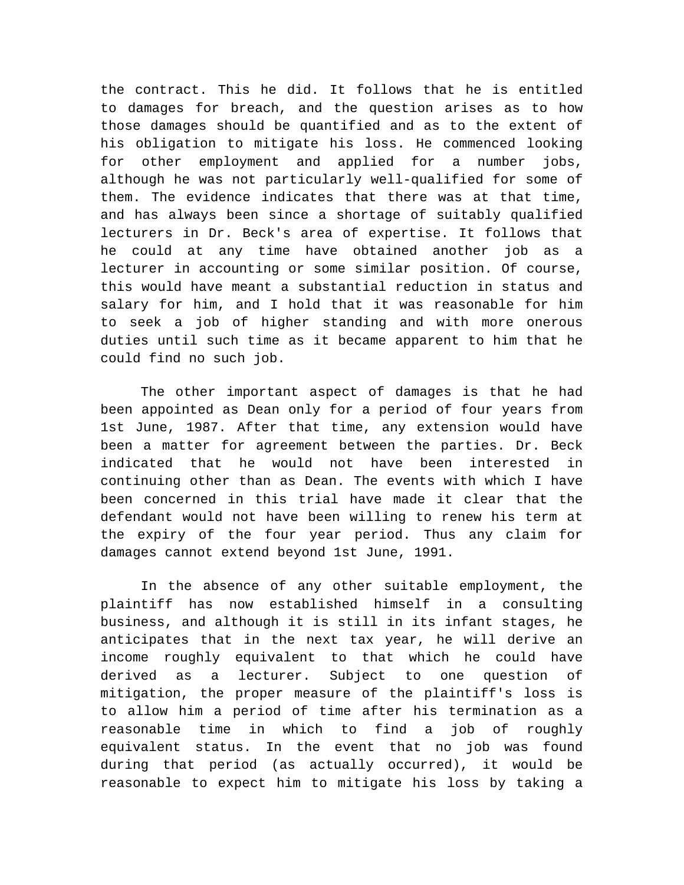the contract. This he did. It follows that he is entitled to damages for breach, and the question arises as to how those damages should be quantified and as to the extent of his obligation to mitigate his loss. He commenced looking for other employment and applied for a number jobs, although he was not particularly well-qualified for some of them. The evidence indicates that there was at that time, and has always been since a shortage of suitably qualified lecturers in Dr. Beck's area of expertise. It follows that he could at any time have obtained another job as a lecturer in accounting or some similar position. Of course, this would have meant a substantial reduction in status and salary for him, and I hold that it was reasonable for him to seek a job of higher standing and with more onerous duties until such time as it became apparent to him that he could find no such job.

The other important aspect of damages is that he had been appointed as Dean only for a period of four years from 1st June, 1987. After that time, any extension would have been a matter for agreement between the parties. Dr. Beck indicated that he would not have been interested in continuing other than as Dean. The events with which I have been concerned in this trial have made it clear that the defendant would not have been willing to renew his term at the expiry of the four year period. Thus any claim for damages cannot extend beyond 1st June, 1991.

In the absence of any other suitable employment, the plaintiff has now established himself in a consulting business, and although it is still in its infant stages, he anticipates that in the next tax year, he will derive an income roughly equivalent to that which he could have derived as a lecturer. Subject to one question of mitigation, the proper measure of the plaintiff's loss is to allow him a period of time after his termination as a reasonable time in which to find a job of roughly equivalent status. In the event that no job was found during that period (as actually occurred), it would be reasonable to expect him to mitigate his loss by taking a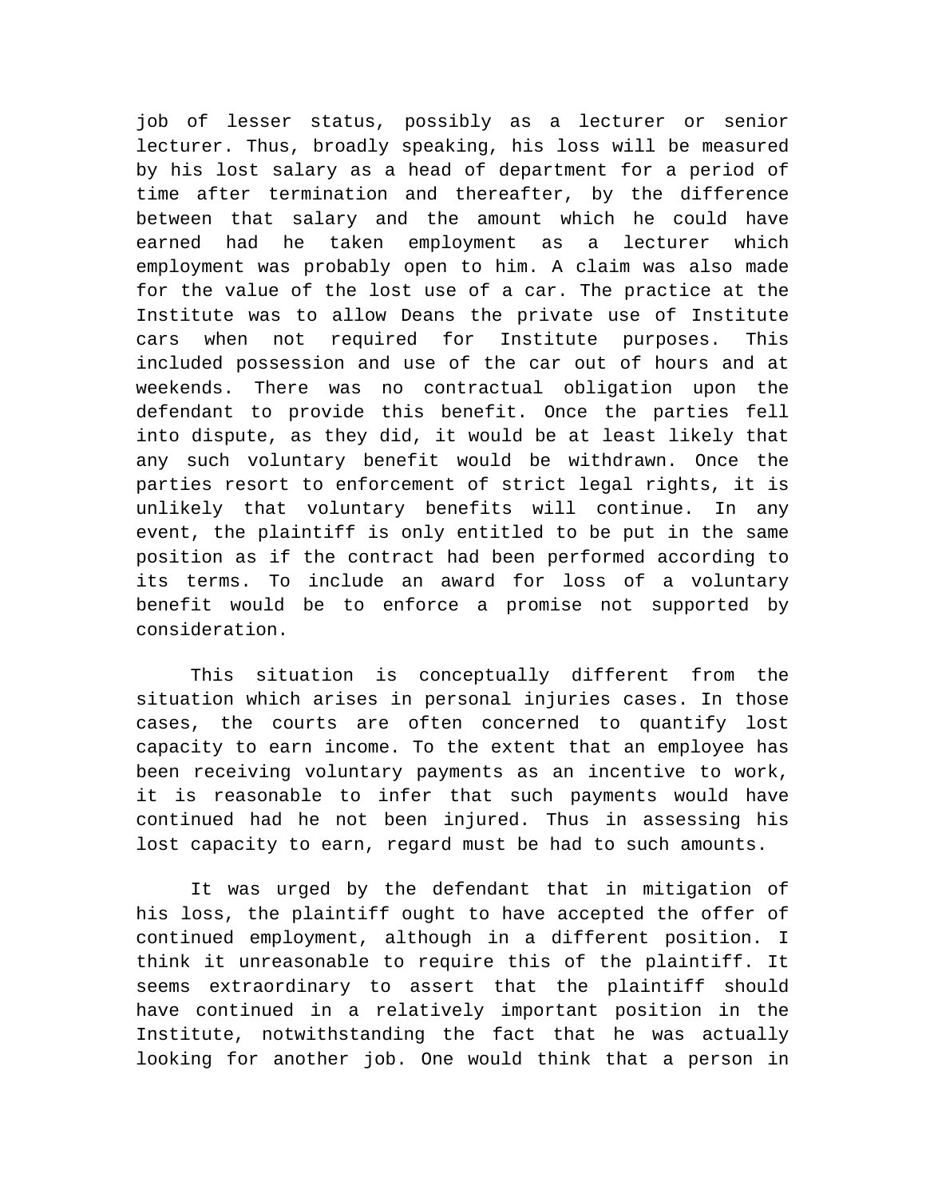job of lesser status, possibly as a lecturer or senior lecturer. Thus, broadly speaking, his loss will be measured by his lost salary as a head of department for a period of time after termination and thereafter, by the difference between that salary and the amount which he could have earned had he taken employment as a lecturer which employment was probably open to him. A claim was also made for the value of the lost use of a car. The practice at the Institute was to allow Deans the private use of Institute cars when not required for Institute purposes. This included possession and use of the car out of hours and at weekends. There was no contractual obligation upon the defendant to provide this benefit. Once the parties fell into dispute, as they did, it would be at least likely that any such voluntary benefit would be withdrawn. Once the parties resort to enforcement of strict legal rights, it is unlikely that voluntary benefits will continue. In any event, the plaintiff is only entitled to be put in the same position as if the contract had been performed according to its terms. To include an award for loss of a voluntary benefit would be to enforce a promise not supported by consideration.

This situation is conceptually different from the situation which arises in personal injuries cases. In those cases, the courts are often concerned to quantify lost capacity to earn income. To the extent that an employee has been receiving voluntary payments as an incentive to work, it is reasonable to infer that such payments would have continued had he not been injured. Thus in assessing his lost capacity to earn, regard must be had to such amounts.

It was urged by the defendant that in mitigation of his loss, the plaintiff ought to have accepted the offer of continued employment, although in a different position. I think it unreasonable to require this of the plaintiff. It seems extraordinary to assert that the plaintiff should have continued in a relatively important position in the Institute, notwithstanding the fact that he was actually looking for another job. One would think that a person in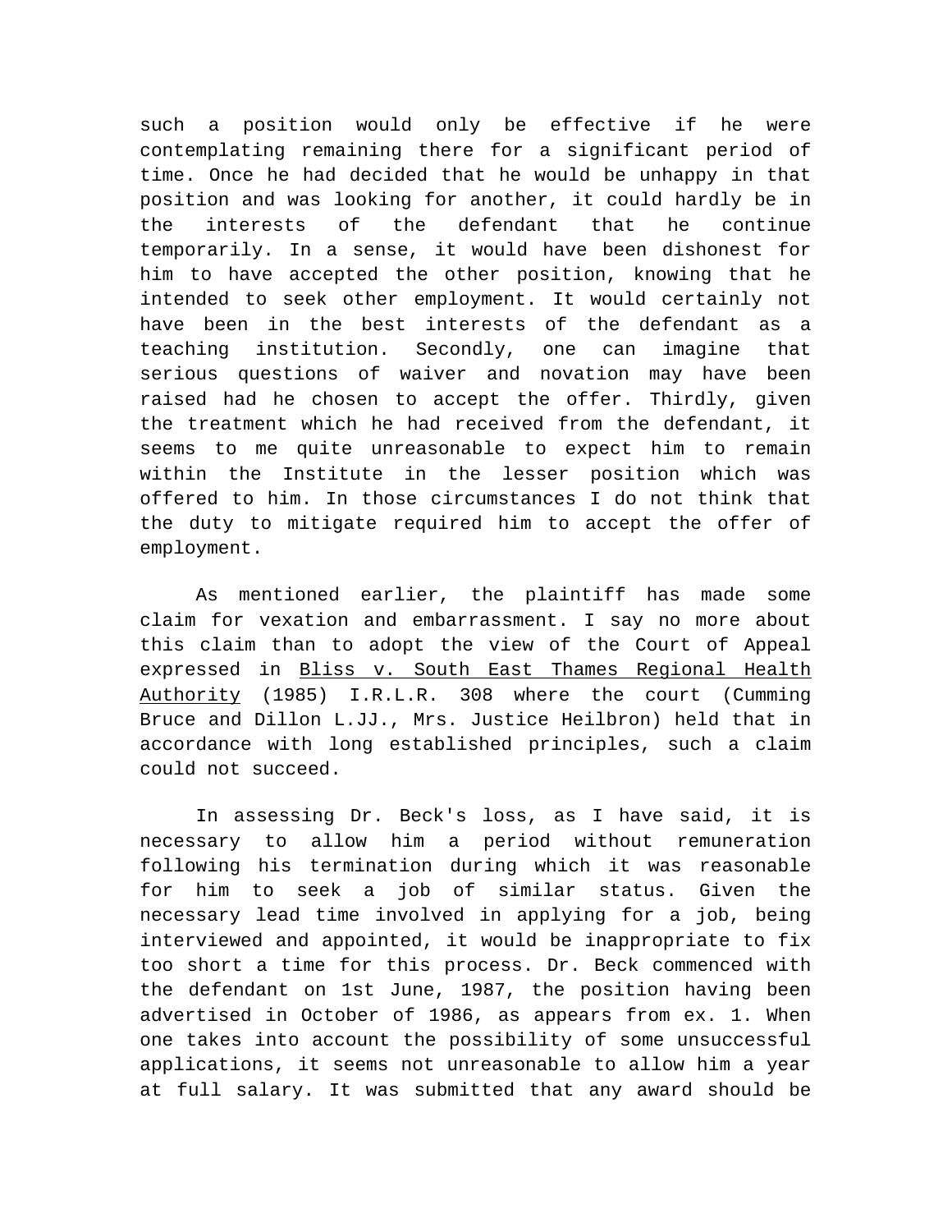such a position would only be effective if he were contemplating remaining there for a significant period of time. Once he had decided that he would be unhappy in that position and was looking for another, it could hardly be in the interests of the defendant that he continue temporarily. In a sense, it would have been dishonest for him to have accepted the other position, knowing that he intended to seek other employment. It would certainly not have been in the best interests of the defendant as a teaching institution. Secondly, one can imagine that serious questions of waiver and novation may have been raised had he chosen to accept the offer. Thirdly, given the treatment which he had received from the defendant, it seems to me quite unreasonable to expect him to remain within the Institute in the lesser position which was offered to him. In those circumstances I do not think that the duty to mitigate required him to accept the offer of employment.

As mentioned earlier, the plaintiff has made some claim for vexation and embarrassment. I say no more about this claim than to adopt the view of the Court of Appeal expressed in Bliss v. South East Thames Regional Health Authority (1985) I.R.L.R. 308 where the court (Cumming Bruce and Dillon L.JJ., Mrs. Justice Heilbron) held that in accordance with long established principles, such a claim could not succeed.

In assessing Dr. Beck's loss, as I have said, it is necessary to allow him a period without remuneration following his termination during which it was reasonable for him to seek a job of similar status. Given the necessary lead time involved in applying for a job, being interviewed and appointed, it would be inappropriate to fix too short a time for this process. Dr. Beck commenced with the defendant on 1st June, 1987, the position having been advertised in October of 1986, as appears from ex. 1. When one takes into account the possibility of some unsuccessful applications, it seems not unreasonable to allow him a year at full salary. It was submitted that any award should be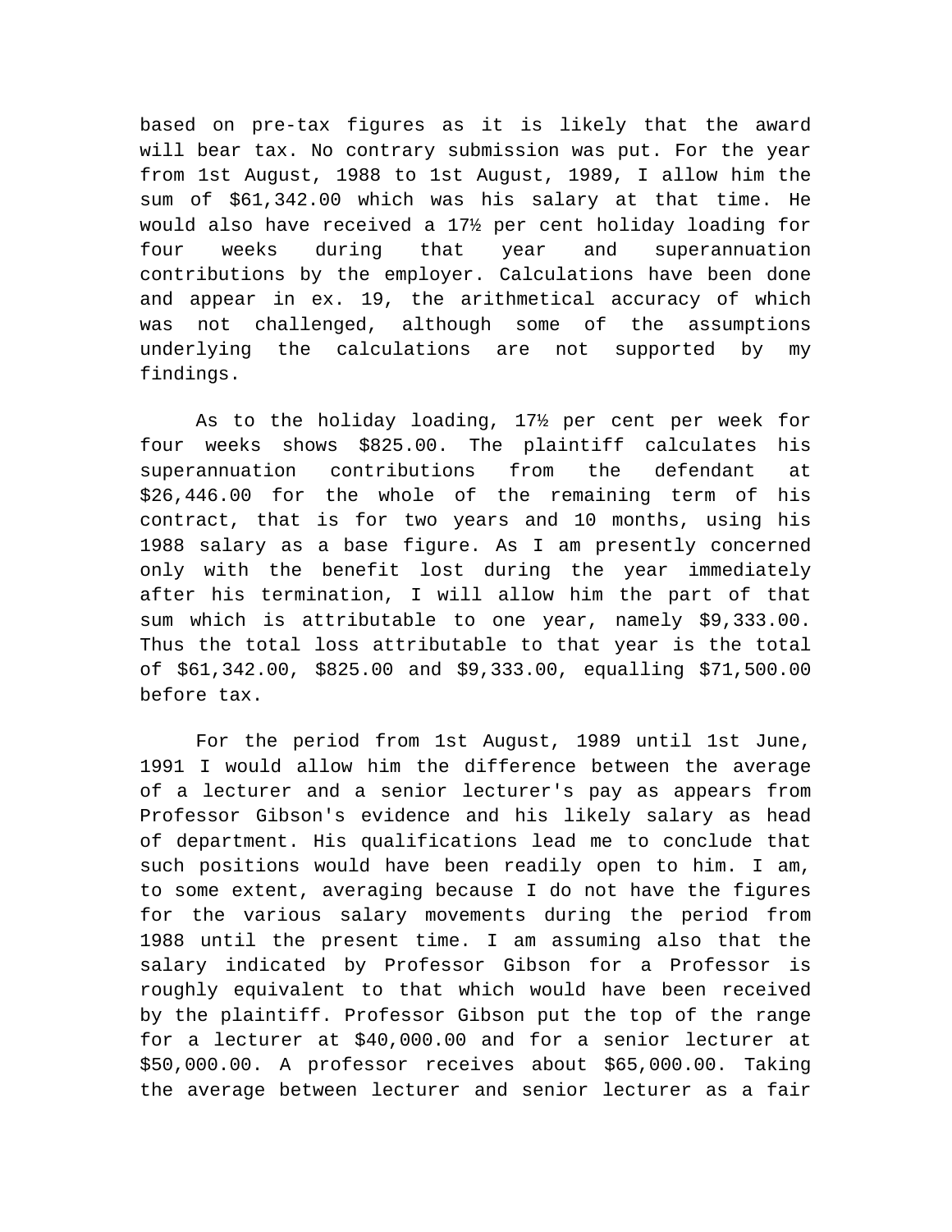based on pre-tax figures as it is likely that the award will bear tax. No contrary submission was put. For the year from 1st August, 1988 to 1st August, 1989, I allow him the sum of $61,342.00 which was his salary at that time. He would also have received a 17½ per cent holiday loading for four weeks during that year and superannuation contributions by the employer. Calculations have been done and appear in ex. 19, the arithmetical accuracy of which was not challenged, although some of the assumptions underlying the calculations are not supported by my findings.

As to the holiday loading, 17½ per cent per week for four weeks shows $825.00. The plaintiff calculates his superannuation contributions from the defendant at $26,446.00 for the whole of the remaining term of his contract, that is for two years and 10 months, using his 1988 salary as a base figure. As I am presently concerned only with the benefit lost during the year immediately after his termination, I will allow him the part of that sum which is attributable to one year, namely $9,333.00. Thus the total loss attributable to that year is the total of $61,342.00, $825.00 and $9,333.00, equalling $71,500.00 before tax.

For the period from 1st August, 1989 until 1st June, 1991 I would allow him the difference between the average of a lecturer and a senior lecturer's pay as appears from Professor Gibson's evidence and his likely salary as head of department. His qualifications lead me to conclude that such positions would have been readily open to him. I am, to some extent, averaging because I do not have the figures for the various salary movements during the period from 1988 until the present time. I am assuming also that the salary indicated by Professor Gibson for a Professor is roughly equivalent to that which would have been received by the plaintiff. Professor Gibson put the top of the range for a lecturer at $40,000.00 and for a senior lecturer at $50,000.00. A professor receives about $65,000.00. Taking the average between lecturer and senior lecturer as a fair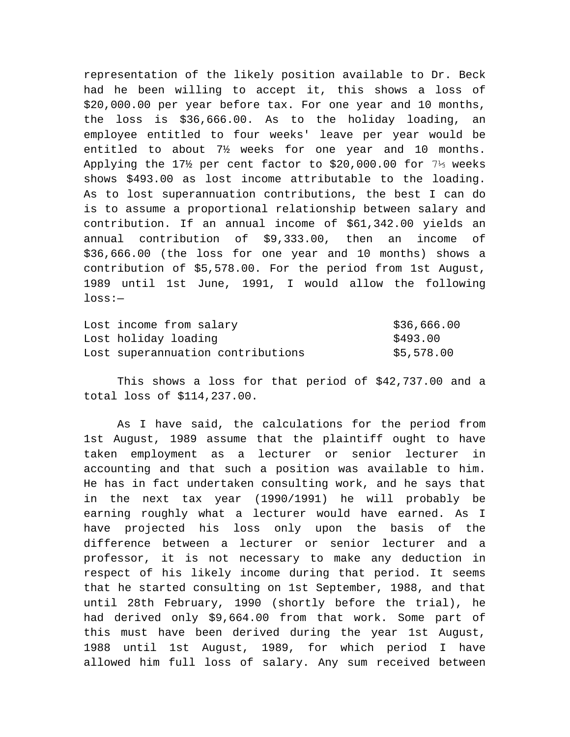representation of the likely position available to Dr. Beck had he been willing to accept it, this shows a loss of $20,000.00 per year before tax. For one year and 10 months, the loss is $36,666.00. As to the holiday loading, an employee entitled to four weeks' leave per year would be entitled to about 7½ weeks for one year and 10 months. Applying the 17½ per cent factor to $20,000.00 for 7⅓ weeks shows $493.00 as lost income attributable to the loading. As to lost superannuation contributions, the best I can do is to assume a proportional relationship between salary and contribution. If an annual income of $61,342.00 yields an annual contribution of $9,333.00, then an income of $36,666.00 (the loss for one year and 10 months) shows a contribution of $5,578.00. For the period from 1st August, 1989 until 1st June, 1991, I would allow the following loss:—

| | |
|---|---|
| Lost income from salary | $36,666.00 |
| Lost holiday loading | $493.00 |
| Lost superannuation contributions | $5,578.00 |

This shows a loss for that period of $42,737.00 and a total loss of $114,237.00.

As I have said, the calculations for the period from 1st August, 1989 assume that the plaintiff ought to have taken employment as a lecturer or senior lecturer in accounting and that such a position was available to him. He has in fact undertaken consulting work, and he says that in the next tax year (1990/1991) he will probably be earning roughly what a lecturer would have earned. As I have projected his loss only upon the basis of the difference between a lecturer or senior lecturer and a professor, it is not necessary to make any deduction in respect of his likely income during that period. It seems that he started consulting on 1st September, 1988, and that until 28th February, 1990 (shortly before the trial), he had derived only $9,664.00 from that work. Some part of this must have been derived during the year 1st August, 1988 until 1st August, 1989, for which period I have allowed him full loss of salary. Any sum received between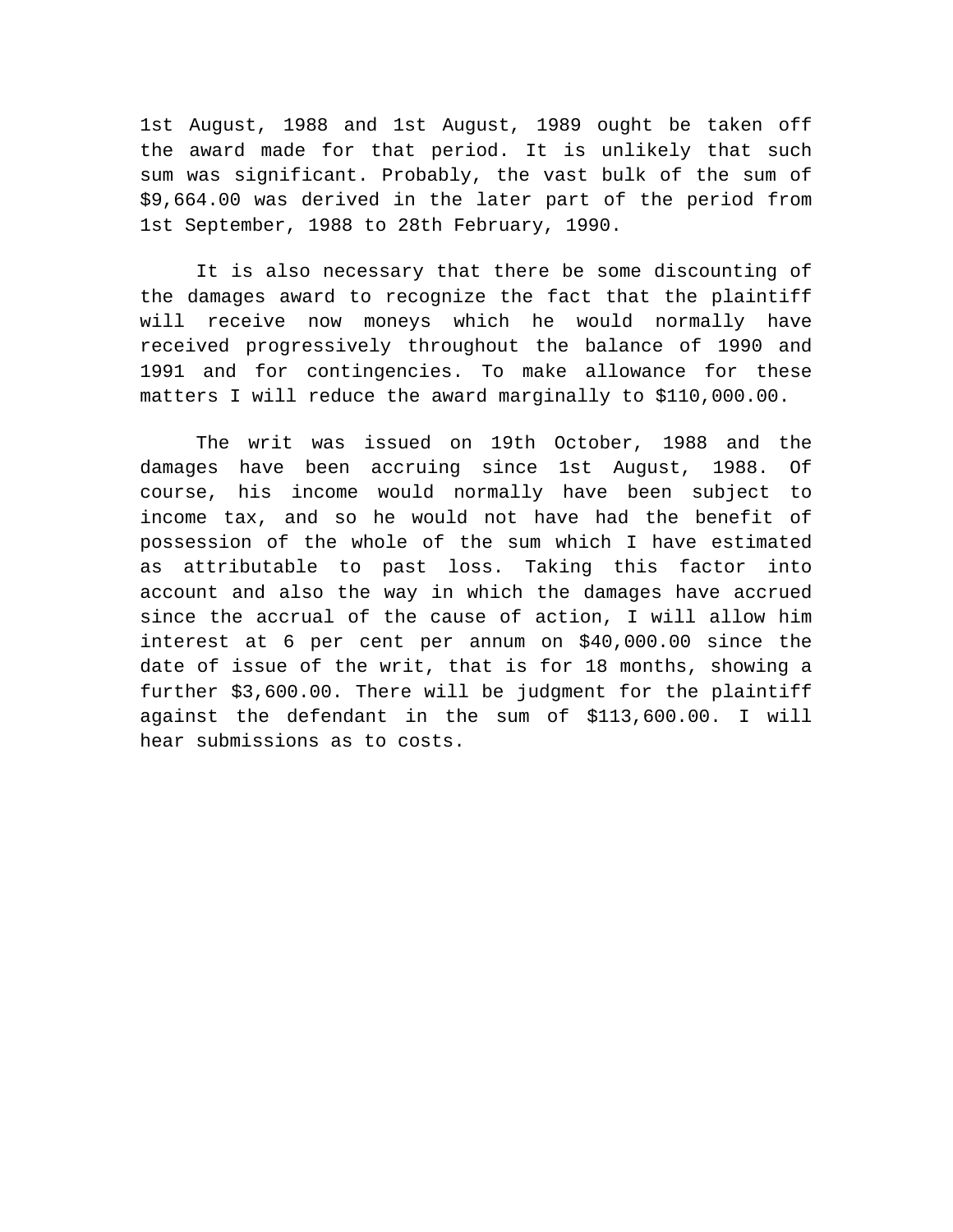1st August, 1988 and 1st August, 1989 ought be taken off the award made for that period. It is unlikely that such sum was significant. Probably, the vast bulk of the sum of $9,664.00 was derived in the later part of the period from 1st September, 1988 to 28th February, 1990.

It is also necessary that there be some discounting of the damages award to recognize the fact that the plaintiff will receive now moneys which he would normally have received progressively throughout the balance of 1990 and 1991 and for contingencies. To make allowance for these matters I will reduce the award marginally to $110,000.00.

The writ was issued on 19th October, 1988 and the damages have been accruing since 1st August, 1988. Of course, his income would normally have been subject to income tax, and so he would not have had the benefit of possession of the whole of the sum which I have estimated as attributable to past loss. Taking this factor into account and also the way in which the damages have accrued since the accrual of the cause of action, I will allow him interest at 6 per cent per annum on $40,000.00 since the date of issue of the writ, that is for 18 months, showing a further $3,600.00. There will be judgment for the plaintiff against the defendant in the sum of $113,600.00. I will hear submissions as to costs.